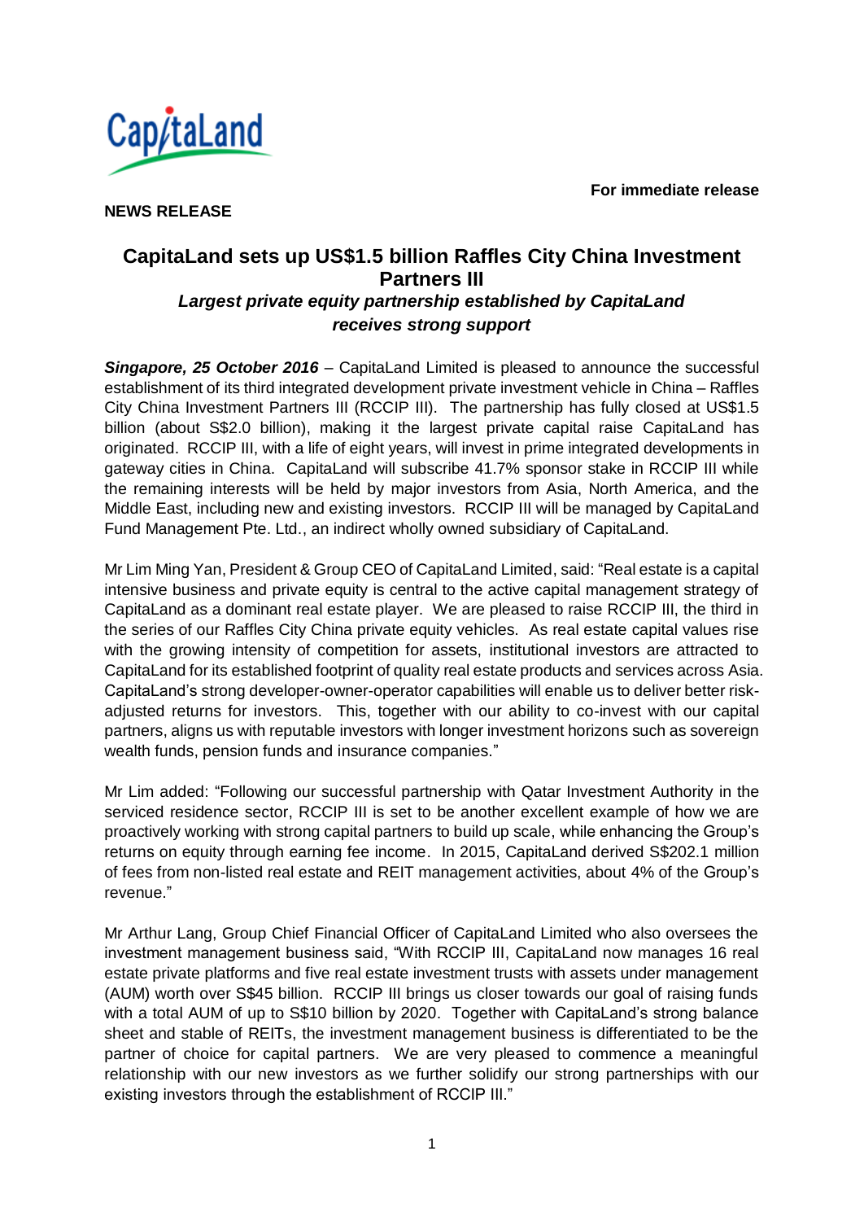**For immediate release**

**NEWS RELEASE**

# CapitaLand sets up US$1.5 billion Raffles City China Investment Partners III

## *Largest private equity partnership established by CapitaLand receives strong support*

***Singapore, 25 October 2016*** – CapitaLand Limited is pleased to announce the successful establishment of its third integrated development private investment vehicle in China – Raffles City China Investment Partners III (RCCIP III). The partnership has fully closed at US$1.5 billion (about S$2.0 billion), making it the largest private capital raise CapitaLand has originated. RCCIP III, with a life of eight years, will invest in prime integrated developments in gateway cities in China. CapitaLand will subscribe 41.7% sponsor stake in RCCIP III while the remaining interests will be held by major investors from Asia, North America, and the Middle East, including new and existing investors. RCCIP III will be managed by CapitaLand Fund Management Pte. Ltd., an indirect wholly owned subsidiary of CapitaLand.

Mr Lim Ming Yan, President & Group CEO of CapitaLand Limited, said: "Real estate is a capital intensive business and private equity is central to the active capital management strategy of CapitaLand as a dominant real estate player. We are pleased to raise RCCIP III, the third in the series of our Raffles City China private equity vehicles. As real estate capital values rise with the growing intensity of competition for assets, institutional investors are attracted to CapitaLand for its established footprint of quality real estate products and services across Asia. CapitaLand's strong developer-owner-operator capabilities will enable us to deliver better risk-adjusted returns for investors. This, together with our ability to co-invest with our capital partners, aligns us with reputable investors with longer investment horizons such as sovereign wealth funds, pension funds and insurance companies."

Mr Lim added: "Following our successful partnership with Qatar Investment Authority in the serviced residence sector, RCCIP III is set to be another excellent example of how we are proactively working with strong capital partners to build up scale, while enhancing the Group's returns on equity through earning fee income. In 2015, CapitaLand derived S$202.1 million of fees from non-listed real estate and REIT management activities, about 4% of the Group's revenue."

Mr Arthur Lang, Group Chief Financial Officer of CapitaLand Limited who also oversees the investment management business said, "With RCCIP III, CapitaLand now manages 16 real estate private platforms and five real estate investment trusts with assets under management (AUM) worth over S$45 billion. RCCIP III brings us closer towards our goal of raising funds with a total AUM of up to S$10 billion by 2020. Together with CapitaLand's strong balance sheet and stable of REITs, the investment management business is differentiated to be the partner of choice for capital partners. We are very pleased to commence a meaningful relationship with our new investors as we further solidify our strong partnerships with our existing investors through the establishment of RCCIP III."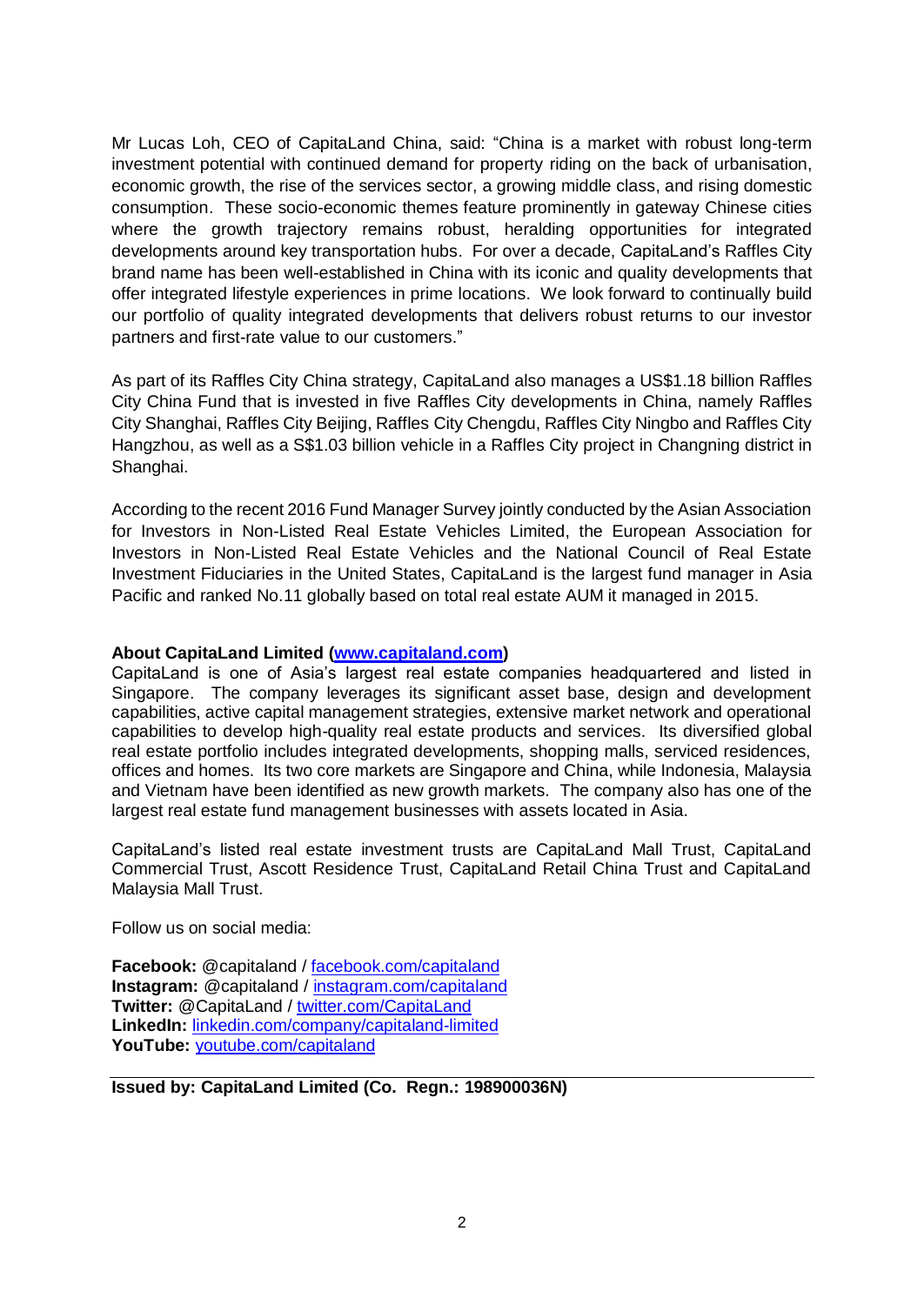Mr Lucas Loh, CEO of CapitaLand China, said: "China is a market with robust long-term investment potential with continued demand for property riding on the back of urbanisation, economic growth, the rise of the services sector, a growing middle class, and rising domestic consumption. These socio-economic themes feature prominently in gateway Chinese cities where the growth trajectory remains robust, heralding opportunities for integrated developments around key transportation hubs. For over a decade, CapitaLand's Raffles City brand name has been well-established in China with its iconic and quality developments that offer integrated lifestyle experiences in prime locations. We look forward to continually build our portfolio of quality integrated developments that delivers robust returns to our investor partners and first-rate value to our customers."

As part of its Raffles City China strategy, CapitaLand also manages a US$1.18 billion Raffles City China Fund that is invested in five Raffles City developments in China, namely Raffles City Shanghai, Raffles City Beijing, Raffles City Chengdu, Raffles City Ningbo and Raffles City Hangzhou, as well as a S$1.03 billion vehicle in a Raffles City project in Changning district in Shanghai.

According to the recent 2016 Fund Manager Survey jointly conducted by the Asian Association for Investors in Non-Listed Real Estate Vehicles Limited, the European Association for Investors in Non-Listed Real Estate Vehicles and the National Council of Real Estate Investment Fiduciaries in the United States, CapitaLand is the largest fund manager in Asia Pacific and ranked No.11 globally based on total real estate AUM it managed in 2015.

**About CapitaLand Limited ([www.capitaland.com](http://www.capitaland.com))**

CapitaLand is one of Asia's largest real estate companies headquartered and listed in Singapore. The company leverages its significant asset base, design and development capabilities, active capital management strategies, extensive market network and operational capabilities to develop high-quality real estate products and services. Its diversified global real estate portfolio includes integrated developments, shopping malls, serviced residences, offices and homes. Its two core markets are Singapore and China, while Indonesia, Malaysia and Vietnam have been identified as new growth markets. The company also has one of the largest real estate fund management businesses with assets located in Asia.

CapitaLand's listed real estate investment trusts are CapitaLand Mall Trust, CapitaLand Commercial Trust, Ascott Residence Trust, CapitaLand Retail China Trust and CapitaLand Malaysia Mall Trust.

Follow us on social media:

**Facebook:** @capitaland / facebook.com/capitaland
**Instagram:** @capitaland / instagram.com/capitaland
**Twitter:** @CapitaLand / twitter.com/CapitaLand
**LinkedIn:** linkedin.com/company/capitaland-limited
**YouTube:** youtube.com/capitaland

**Issued by: CapitaLand Limited (Co. Regn.: 198900036N)**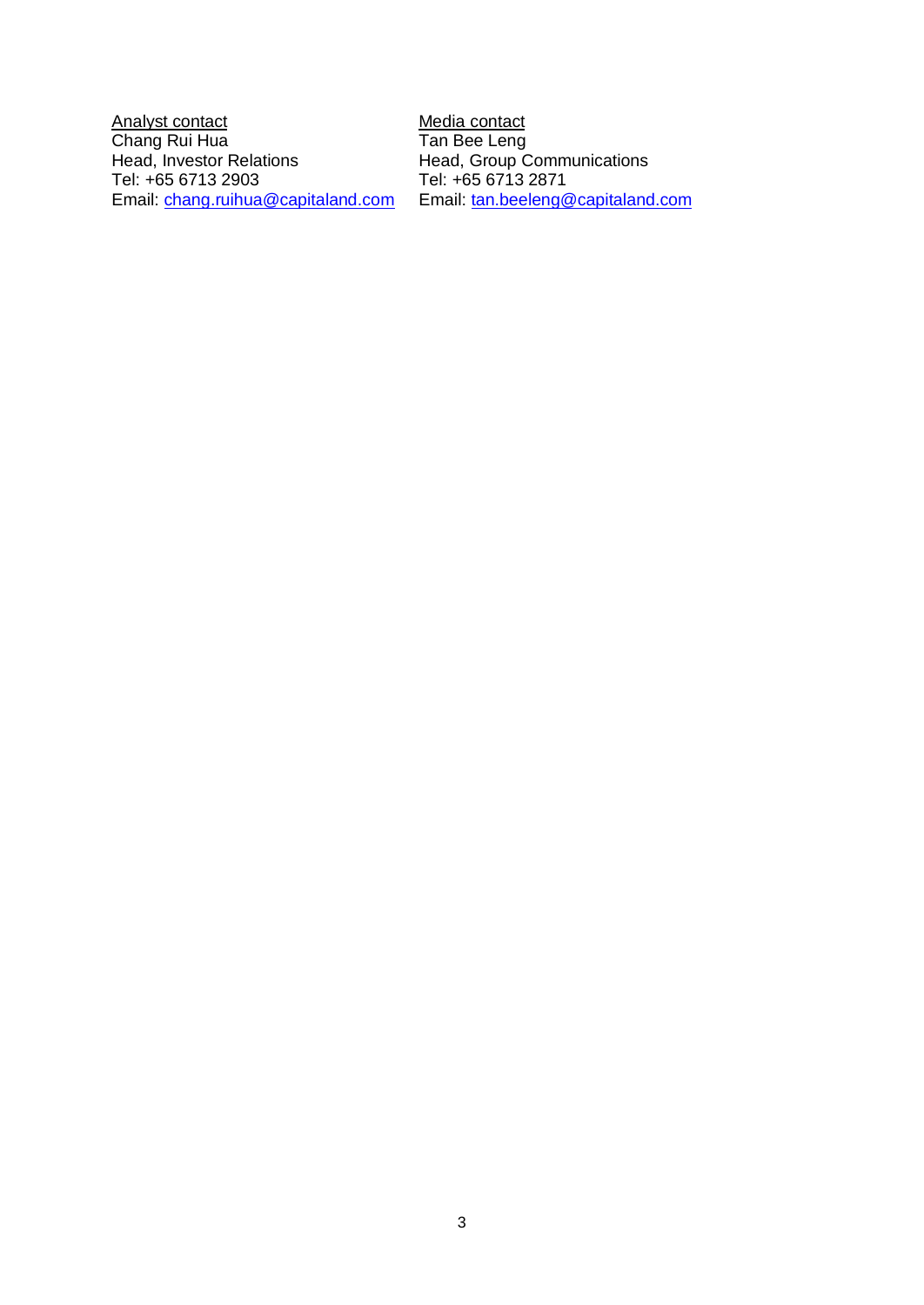Analyst contact
Chang Rui Hua
Head, Investor Relations
Tel: +65 6713 2903
Email: chang.ruihua@capitaland.com

Media contact
Tan Bee Leng
Head, Group Communications
Tel: +65 6713 2871
Email: tan.beeleng@capitaland.com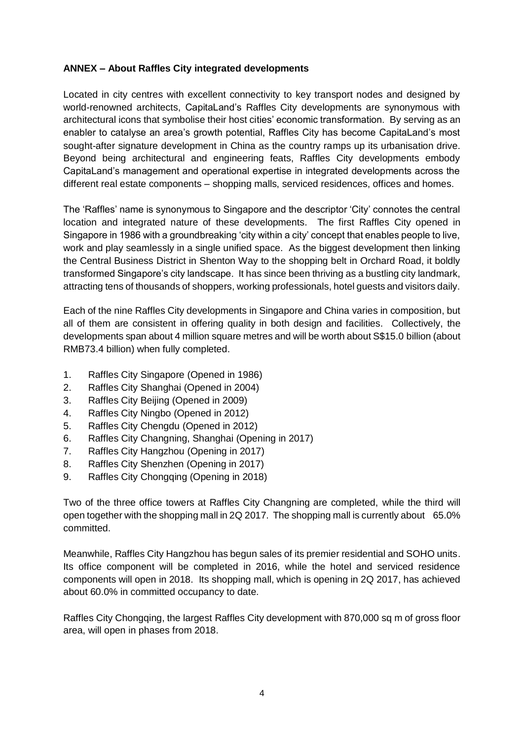**ANNEX – About Raffles City integrated developments**

Located in city centres with excellent connectivity to key transport nodes and designed by world-renowned architects, CapitaLand's Raffles City developments are synonymous with architectural icons that symbolise their host cities' economic transformation. By serving as an enabler to catalyse an area's growth potential, Raffles City has become CapitaLand's most sought-after signature development in China as the country ramps up its urbanisation drive. Beyond being architectural and engineering feats, Raffles City developments embody CapitaLand's management and operational expertise in integrated developments across the different real estate components – shopping malls, serviced residences, offices and homes.

The 'Raffles' name is synonymous to Singapore and the descriptor 'City' connotes the central location and integrated nature of these developments. The first Raffles City opened in Singapore in 1986 with a groundbreaking 'city within a city' concept that enables people to live, work and play seamlessly in a single unified space. As the biggest development then linking the Central Business District in Shenton Way to the shopping belt in Orchard Road, it boldly transformed Singapore's city landscape. It has since been thriving as a bustling city landmark, attracting tens of thousands of shoppers, working professionals, hotel guests and visitors daily.

Each of the nine Raffles City developments in Singapore and China varies in composition, but all of them are consistent in offering quality in both design and facilities. Collectively, the developments span about 4 million square metres and will be worth about S$15.0 billion (about RMB73.4 billion) when fully completed.

1. Raffles City Singapore (Opened in 1986)
2. Raffles City Shanghai (Opened in 2004)
3. Raffles City Beijing (Opened in 2009)
4. Raffles City Ningbo (Opened in 2012)
5. Raffles City Chengdu (Opened in 2012)
6. Raffles City Changning, Shanghai (Opening in 2017)
7. Raffles City Hangzhou (Opening in 2017)
8. Raffles City Shenzhen (Opening in 2017)
9. Raffles City Chongqing (Opening in 2018)

Two of the three office towers at Raffles City Changning are completed, while the third will open together with the shopping mall in 2Q 2017. The shopping mall is currently about 65.0% committed.

Meanwhile, Raffles City Hangzhou has begun sales of its premier residential and SOHO units. Its office component will be completed in 2016, while the hotel and serviced residence components will open in 2018. Its shopping mall, which is opening in 2Q 2017, has achieved about 60.0% in committed occupancy to date.

Raffles City Chongqing, the largest Raffles City development with 870,000 sq m of gross floor area, will open in phases from 2018.